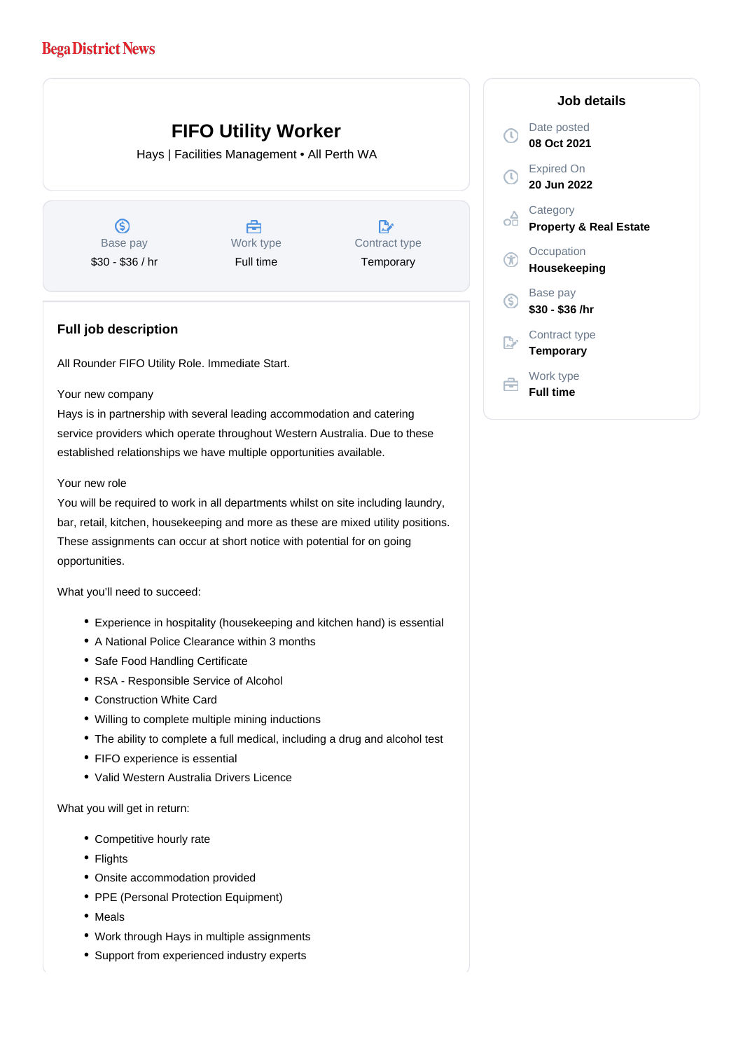Bega District News

# FIFO Utility Worker

Hays | Facilities Management • All Perth WA

| Base pay | Work type | Contract type |
|---|---|---|
| $30 - $36 / hr | Full time | Temporary |

## Job details

Date posted
**08 Oct 2021**

Expired On
**20 Jun 2022**

Category
**Property & Real Estate**

Occupation
**Housekeeping**

Base pay
**$30 - $36 /hr**

Contract type
**Temporary**

Work type
**Full time**

## Full job description

All Rounder FIFO Utility Role. Immediate Start.

Your new company
Hays is in partnership with several leading accommodation and catering service providers which operate throughout Western Australia. Due to these established relationships we have multiple opportunities available.

Your new role
You will be required to work in all departments whilst on site including laundry, bar, retail, kitchen, housekeeping and more as these are mixed utility positions. These assignments can occur at short notice with potential for on going opportunities.

What you'll need to succeed:

- Experience in hospitality (housekeeping and kitchen hand) is essential
- A National Police Clearance within 3 months
- Safe Food Handling Certificate
- RSA - Responsible Service of Alcohol
- Construction White Card
- Willing to complete multiple mining inductions
- The ability to complete a full medical, including a drug and alcohol test
- FIFO experience is essential
- Valid Western Australia Drivers Licence

What you will get in return:

- Competitive hourly rate
- Flights
- Onsite accommodation provided
- PPE (Personal Protection Equipment)
- Meals
- Work through Hays in multiple assignments
- Support from experienced industry experts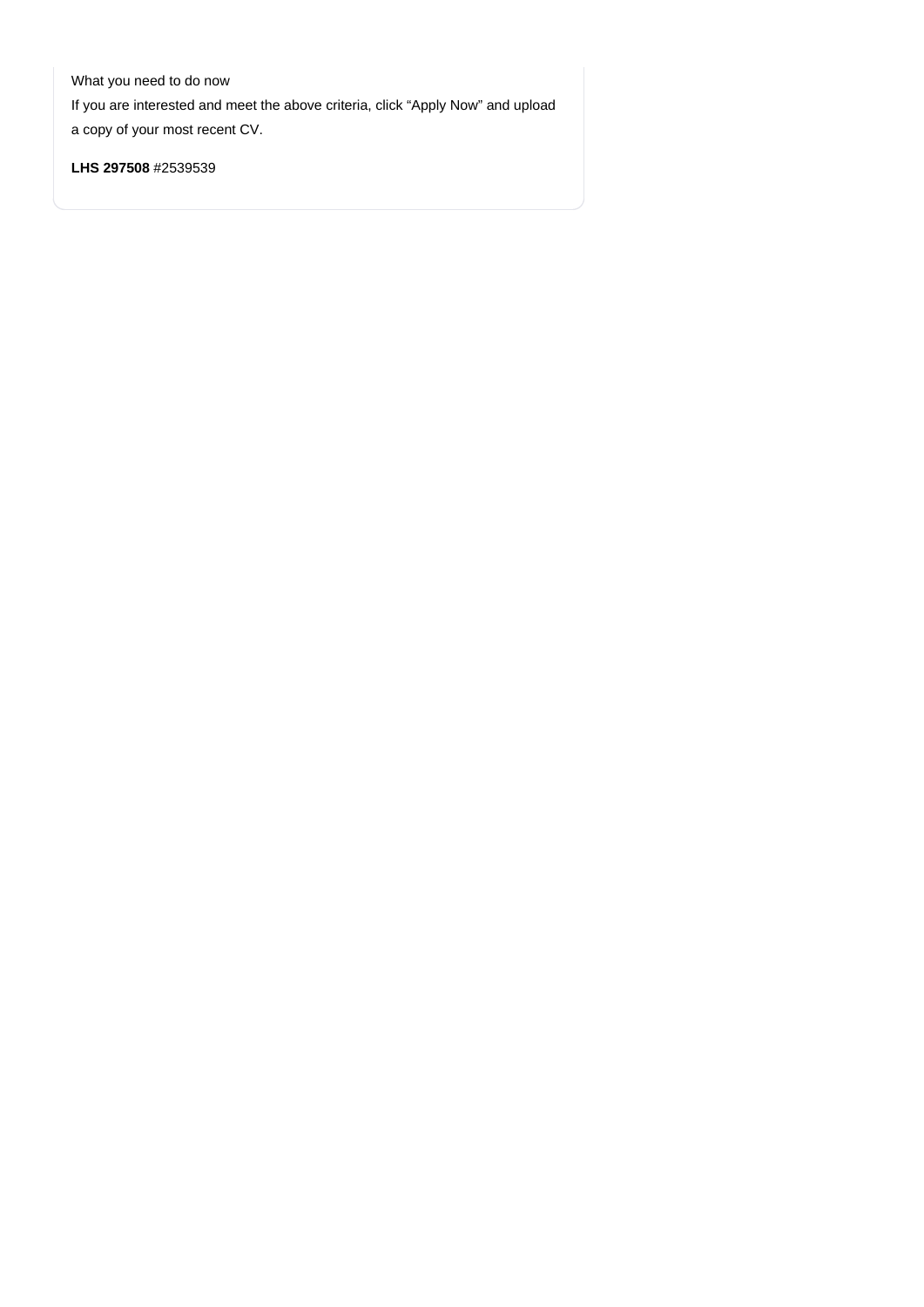What you need to do now

If you are interested and meet the above criteria, click “Apply Now” and upload a copy of your most recent CV.

**LHS 297508** #2539539